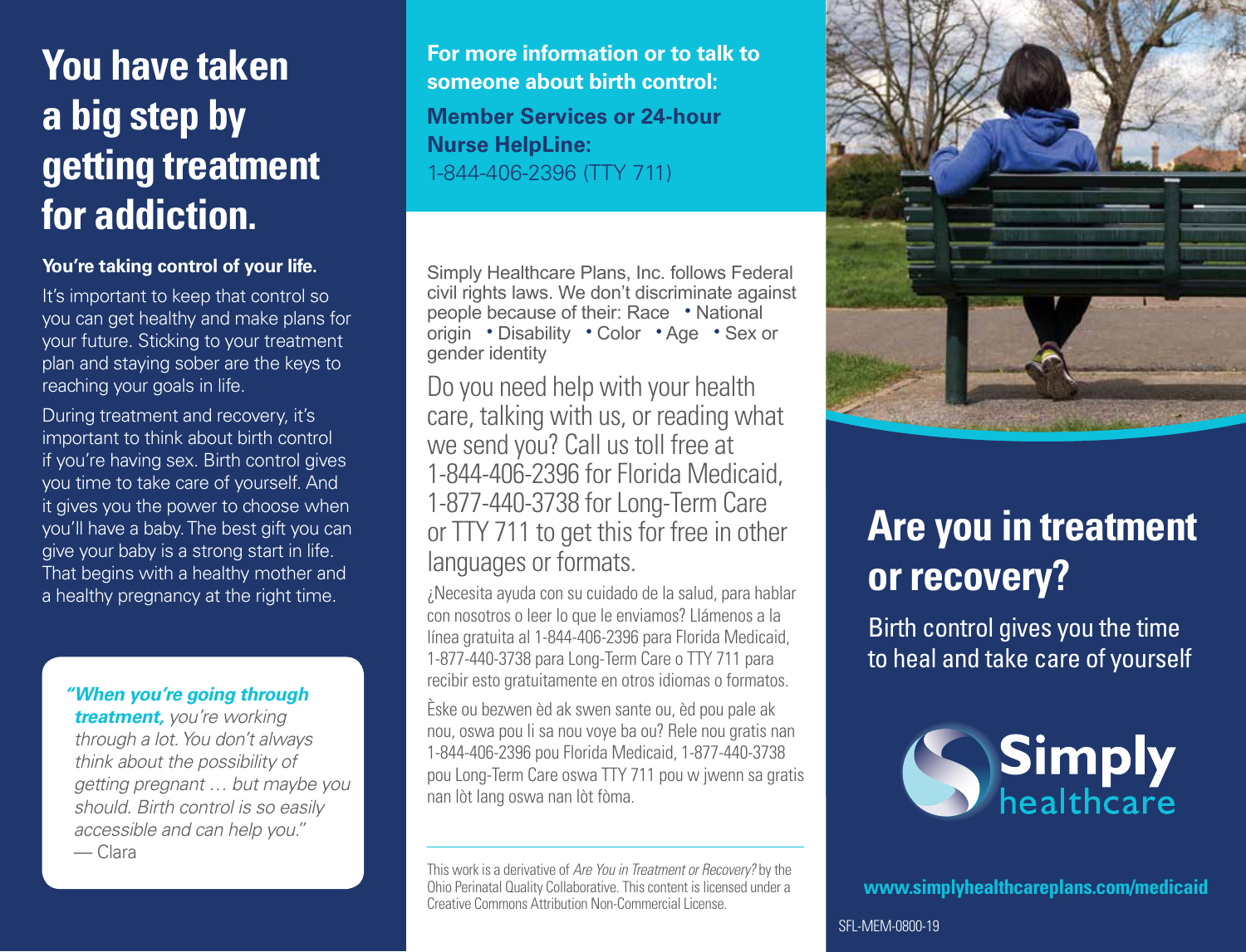# You have taken a big step by getting treatment for addiction.

**You're taking control of your life.**

It's important to keep that control so you can get healthy and make plans for your future. Sticking to your treatment plan and staying sober are the keys to reaching your goals in life.

During treatment and recovery, it's important to think about birth control if you're having sex. Birth control gives you time to take care of yourself. And it gives you the power to choose when you'll have a baby. The best gift you can give your baby is a strong start in life. That begins with a healthy mother and a healthy pregnancy at the right time.

> ***"When you're going through treatment,*** *you're working through a lot. You don't always think about the possibility of getting pregnant … but maybe you should. Birth control is so easily accessible and can help you."*
> — Clara

**For more information or to talk to someone about birth control:**

**Member Services or 24-hour Nurse HelpLine:**
1-844-406-2396 (TTY 711)

Simply Healthcare Plans, Inc. follows Federal civil rights laws. We don't discriminate against people because of their: Race • National origin • Disability • Color • Age • Sex or gender identity

Do you need help with your health care, talking with us, or reading what we send you? Call us toll free at 1-844-406-2396 for Florida Medicaid, 1-877-440-3738 for Long-Term Care or TTY 711 to get this for free in other languages or formats.

¿Necesita ayuda con su cuidado de la salud, para hablar con nosotros o leer lo que le enviamos? Llámenos a la línea gratuita al 1-844-406-2396 para Florida Medicaid, 1-877-440-3738 para Long-Term Care o TTY 711 para recibir esto gratuitamente en otros idiomas o formatos.

Èske ou bezwen èd ak swen sante ou, èd pou pale ak nou, oswa pou li sa nou voye ba ou? Rele nou gratis nan 1-844-406-2396 pou Florida Medicaid, 1-877-440-3738 pou Long-Term Care oswa TTY 711 pou w jwenn sa gratis nan lòt lang oswa nan lòt fòma.

This work is a derivative of *Are You in Treatment or Recovery?* by the Ohio Perinatal Quality Collaborative. This content is licensed under a Creative Commons Attribution Non-Commercial License.

# Are you in treatment or recovery?

Birth control gives you the time to heal and take care of yourself

Simply healthcare

**www.simplyhealthcareplans.com/medicaid**

SFL-MEM-0800-19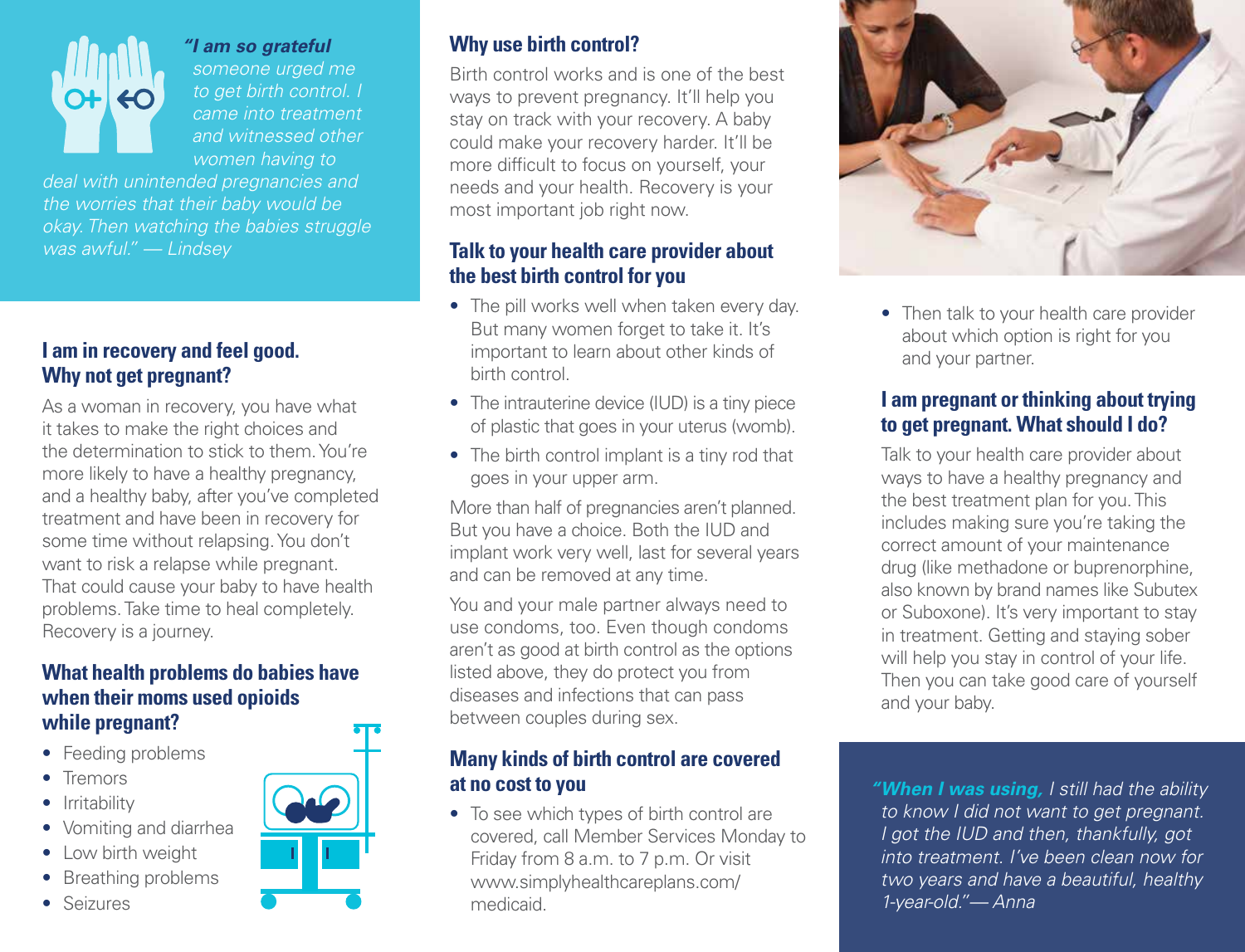*"I am so grateful someone urged me to get birth control. I came into treatment and witnessed other women having to deal with unintended pregnancies and the worries that their baby would be okay. Then watching the babies struggle was awful." — Lindsey*

## I am in recovery and feel good. Why not get pregnant?

As a woman in recovery, you have what it takes to make the right choices and the determination to stick to them. You're more likely to have a healthy pregnancy, and a healthy baby, after you've completed treatment and have been in recovery for some time without relapsing. You don't want to risk a relapse while pregnant. That could cause your baby to have health problems. Take time to heal completely. Recovery is a journey.

## What health problems do babies have when their moms used opioids while pregnant?

- Feeding problems
- Tremors
- Irritability
- Vomiting and diarrhea
- Low birth weight
- Breathing problems
- Seizures

## Why use birth control?

Birth control works and is one of the best ways to prevent pregnancy. It'll help you stay on track with your recovery. A baby could make your recovery harder. It'll be more difficult to focus on yourself, your needs and your health. Recovery is your most important job right now.

## Talk to your health care provider about the best birth control for you

- The pill works well when taken every day. But many women forget to take it. It's important to learn about other kinds of birth control.
- The intrauterine device (IUD) is a tiny piece of plastic that goes in your uterus (womb).
- The birth control implant is a tiny rod that goes in your upper arm.

More than half of pregnancies aren't planned. But you have a choice. Both the IUD and implant work very well, last for several years and can be removed at any time.

You and your male partner always need to use condoms, too. Even though condoms aren't as good at birth control as the options listed above, they do protect you from diseases and infections that can pass between couples during sex.

## Many kinds of birth control are covered at no cost to you

- To see which types of birth control are covered, call Member Services Monday to Friday from 8 a.m. to 7 p.m. Or visit www.simplyhealthcareplans.com/medicaid.
- Then talk to your health care provider about which option is right for you and your partner.

## I am pregnant or thinking about trying to get pregnant. What should I do?

Talk to your health care provider about ways to have a healthy pregnancy and the best treatment plan for you. This includes making sure you're taking the correct amount of your maintenance drug (like methadone or buprenorphine, also known by brand names like Subutex or Suboxone). It's very important to stay in treatment. Getting and staying sober will help you stay in control of your life. Then you can take good care of yourself and your baby.

*"When I was using, I still had the ability to know I did not want to get pregnant. I got the IUD and then, thankfully, got into treatment. I've been clean now for two years and have a beautiful, healthy 1-year-old." — Anna*